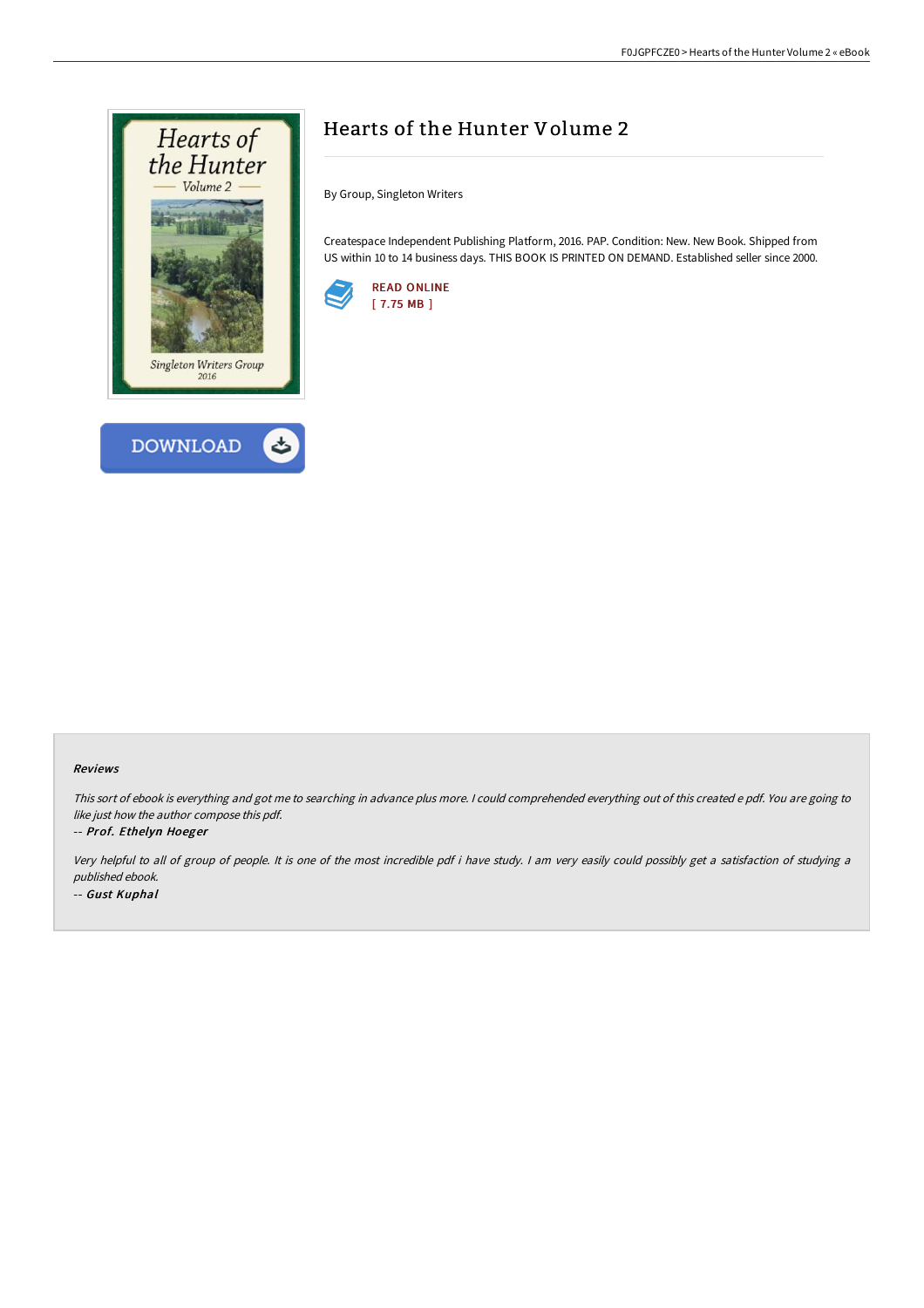# Hearts of the Hunter Volume 2

By Group, Singleton Writers

Createspace Independent Publishing Platform, 2016. PAP. Condition: New. New Book. Shipped from US within 10 to 14 business days. THIS BOOK IS PRINTED ON DEMAND. Established seller since 2000.

READ ONLINE
[ 7.75 MB ]

DOWNLOAD

### Reviews

*This sort of ebook is everything and got me to searching in advance plus more. I could comprehended everything out of this created e pdf. You are going to like just how the author compose this pdf.*

-- ***Prof. Ethelyn Hoeger***

*Very helpful to all of group of people. It is one of the most incredible pdf i have study. I am very easily could possibly get a satisfaction of studying a published ebook.*

-- ***Gust Kuphal***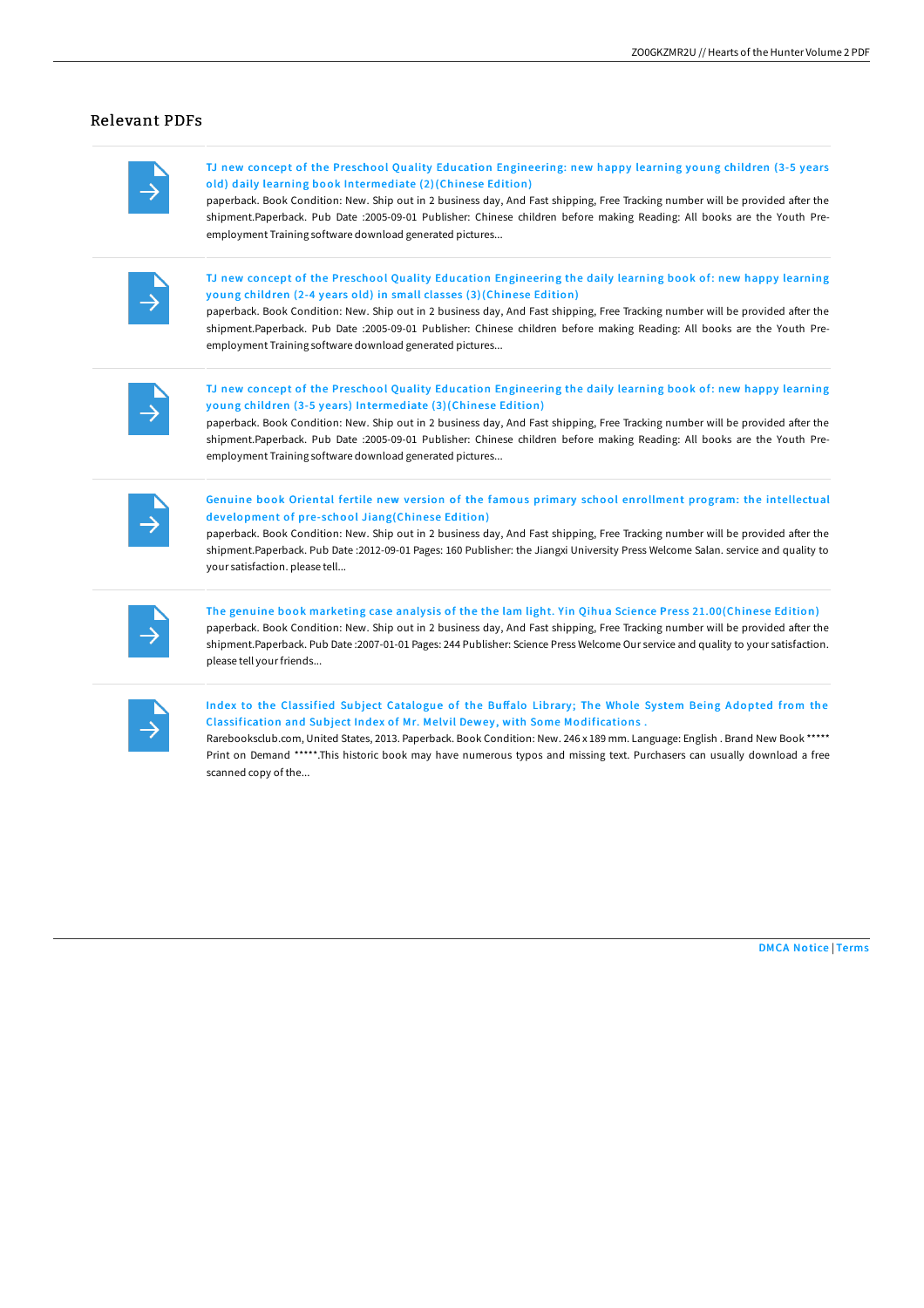## Relevant PDFs

**TJ new concept of the Preschool Quality Education Engineering: new happy learning young children (3-5 years old) daily learning book Intermediate (2)(Chinese Edition)**

paperback. Book Condition: New. Ship out in 2 business day, And Fast shipping, Free Tracking number will be provided after the shipment.Paperback. Pub Date :2005-09-01 Publisher: Chinese children before making Reading: All books are the Youth Pre-employment Training software download generated pictures...

**TJ new concept of the Preschool Quality Education Engineering the daily learning book of: new happy learning young children (2-4 years old) in small classes (3)(Chinese Edition)**

paperback. Book Condition: New. Ship out in 2 business day, And Fast shipping, Free Tracking number will be provided after the shipment.Paperback. Pub Date :2005-09-01 Publisher: Chinese children before making Reading: All books are the Youth Pre-employment Training software download generated pictures...

**TJ new concept of the Preschool Quality Education Engineering the daily learning book of: new happy learning young children (3-5 years) Intermediate (3)(Chinese Edition)**

paperback. Book Condition: New. Ship out in 2 business day, And Fast shipping, Free Tracking number will be provided after the shipment.Paperback. Pub Date :2005-09-01 Publisher: Chinese children before making Reading: All books are the Youth Pre-employment Training software download generated pictures...

**Genuine book Oriental fertile new version of the famous primary school enrollment program: the intellectual development of pre-school Jiang(Chinese Edition)**

paperback. Book Condition: New. Ship out in 2 business day, And Fast shipping, Free Tracking number will be provided after the shipment.Paperback. Pub Date :2012-09-01 Pages: 160 Publisher: the Jiangxi University Press Welcome Salan. service and quality to your satisfaction. please tell...

**The genuine book marketing case analysis of the the lam light. Yin Qihua Science Press 21.00(Chinese Edition)**

paperback. Book Condition: New. Ship out in 2 business day, And Fast shipping, Free Tracking number will be provided after the shipment.Paperback. Pub Date :2007-01-01 Pages: 244 Publisher: Science Press Welcome Our service and quality to your satisfaction. please tell your friends...

**Index to the Classified Subject Catalogue of the Buffalo Library; The Whole System Being Adopted from the Classification and Subject Index of Mr. Melvil Dewey, with Some Modifications .**

Rarebooksclub.com, United States, 2013. Paperback. Book Condition: New. 246 x 189 mm. Language: English . Brand New Book ***** Print on Demand *****.This historic book may have numerous typos and missing text. Purchasers can usually download a free scanned copy of the...